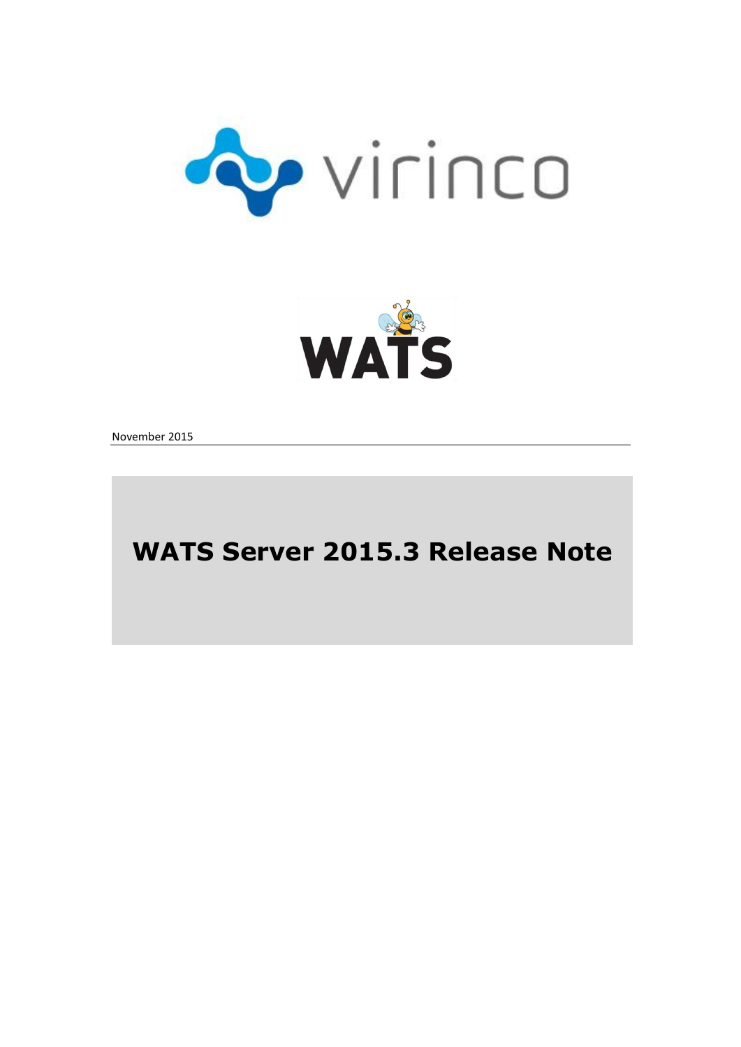November 2015

# WATS Server 2015.3 Release Note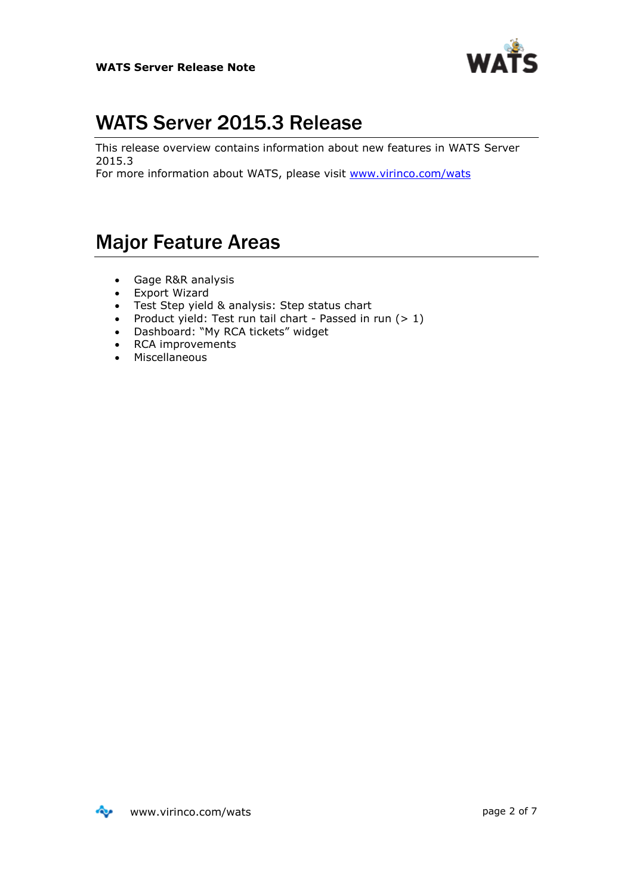# WATS Server 2015.3 Release

This release overview contains information about new features in WATS Server 2015.3

For more information about WATS, please visit [www.virinco.com/wats](http://www.virinco.com/wats)

# Major Feature Areas

- Gage R&R analysis
- Export Wizard
- Test Step yield & analysis: Step status chart
- Product yield: Test run tail chart - Passed in run (> 1)
- Dashboard: “My RCA tickets” widget
- RCA improvements
- Miscellaneous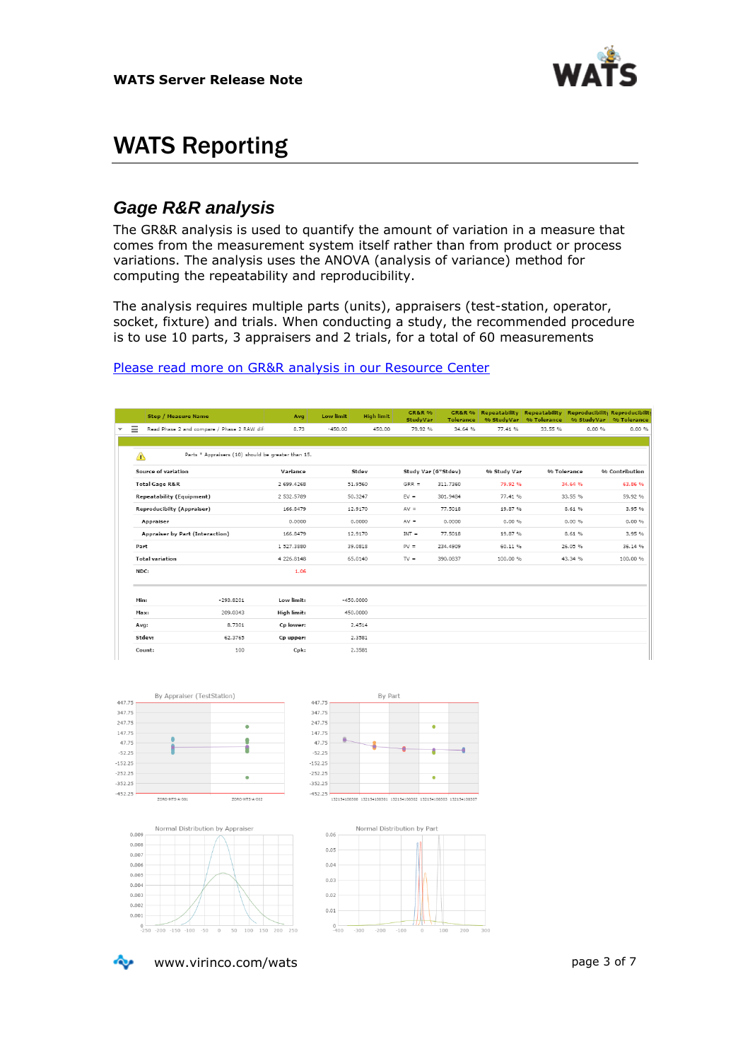# WATS Reporting

## *Gage R&R analysis*

The GR&R analysis is used to quantify the amount of variation in a measure that comes from the measurement system itself rather than from product or process variations. The analysis uses the ANOVA (analysis of variance) method for computing the repeatability and reproducibility.

The analysis requires multiple parts (units), appraisers (test-station, operator, socket, fixture) and trials. When conducting a study, the recommended procedure is to use 10 parts, 3 appraisers and 2 trials, for a total of 60 measurements

Please read more on GR&R analysis in our Resource Center

| Step / Measure Name | Avg | Low limit | High limit | GR&R % StudyVar | GR&R % Tolerance | Repeatability % StudyVar | Repeatability % Tolerance | Reproducibility % StudyVar | Reproducibility % Tolerance |
|---|---|---|---|---|---|---|---|---|---|
| Read Phase 2 and compare / Phase 2 RAW dif | 8.73 | -450.00 | 450.00 | 79.92 % | 34.64 % | 77.41 % | 33.55 % | 0.00 % | 0.00 % |

Parts * Appraisers (10) should be greater than 15.

| Source of variation | Variance | Stdev | Study Var (6*Stdev) | | % Study Var | % Tolerance | % Contribution |
|---|---|---|---|---|---|---|---|
| Total Gage R&R | 2 699.4268 | 51.9560 | GRR = | 311.7360 | 79.92 % | 34.64 % | 63.86 % |
| Repeatability (Equipment) | 2 532.5789 | 50.3247 | EV = | 301.9484 | 77.41 % | 33.55 % | 59.92 % |
| Reproducibilty (Appraiser) | 166.8479 | 12.9170 | AV = | 77.5018 | 19.87 % | 8.61 % | 3.95 % |
| Appraiser | 0.0000 | 0.0000 | AV = | 0.0000 | 0.00 % | 0.00 % | 0.00 % |
| Appraiser by Part (Interaction) | 166.8479 | 12.9170 | INT = | 77.5018 | 19.87 % | 8.61 % | 3.95 % |
| Part | 1 527.3880 | 39.0818 | PV = | 234.4909 | 60.11 % | 26.05 % | 36.14 % |
| Total variation | 4 226.8148 | 65.0140 | TV = | 390.0837 | 100.00 % | 43.34 % | 100.00 % |
| NDC: | 1.06 | | | | | | |

| | | | |
|---|---|---|---|
| Min: | -293.8201 | Low limit: | -450.0000 |
| Max: | 209.0343 | High limit: | 450.0000 |
| Avg: | 8.7301 | Cp lower: | 2.4514 |
| Stdev: | 62.3765 | Cp upper: | 2.3581 |
| Count: | 100 | Cpk: | 2.3581 |

By Appraiser (TestStation)
447.75 347.75 247.75 147.75 47.75 -52.25 -152.25 -252.25 -352.25 -452.25
ZORO-WTS-A-001 ZORO-WTS-A-002

By Part
447.75 347.75 247.75 147.75 47.75 -52.25 -152.25 -252.25 -352.25 -452.25
132134100300 132134100301 132134100302 132134100303 132134100307

Normal Distribution by Appraiser
0.009 0.008 0.007 0.006 0.005 0.004 0.003 0.002 0.001 0
-250 -200 -150 -100 -50 0 50 100 150 200 250

Normal Distribution by Part
0.06 0.05 0.04 0.03 0.02 0.01 0
-400 -300 -200 -100 0 100 200 300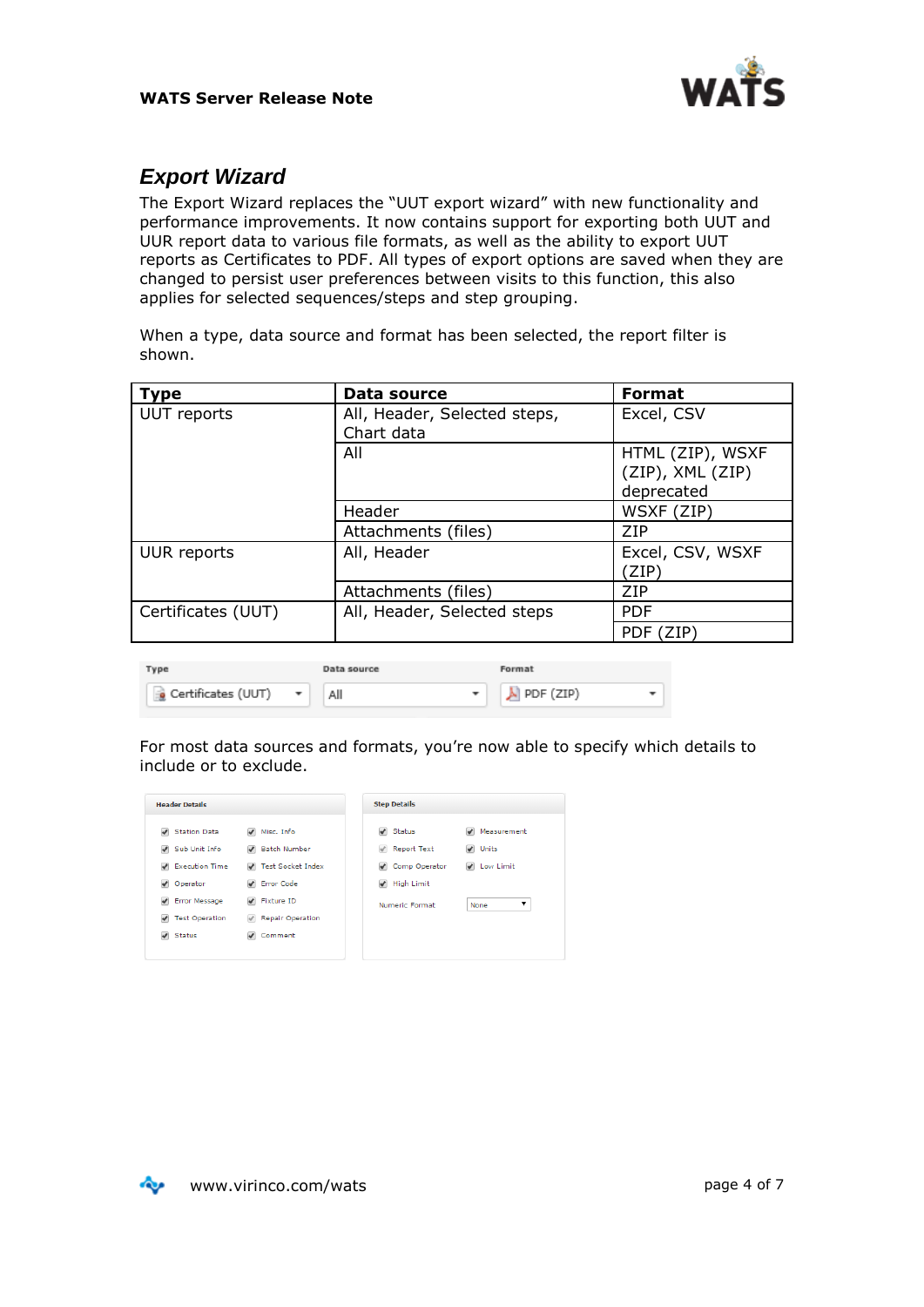## Export Wizard

The Export Wizard replaces the "UUT export wizard" with new functionality and performance improvements. It now contains support for exporting both UUT and UUR report data to various file formats, as well as the ability to export UUT reports as Certificates to PDF. All types of export options are saved when they are changed to persist user preferences between visits to this function, this also applies for selected sequences/steps and step grouping.

When a type, data source and format has been selected, the report filter is shown.

| Type | Data source | Format |
|---|---|---|
| UUT reports | All, Header, Selected steps, Chart data | Excel, CSV |
| | All | HTML (ZIP), WSXF (ZIP), XML (ZIP) deprecated |
| | Header | WSXF (ZIP) |
| | Attachments (files) | ZIP |
| UUR reports | All, Header | Excel, CSV, WSXF (ZIP) |
| | Attachments (files) | ZIP |
| Certificates (UUT) | All, Header, Selected steps | PDF |
| | | PDF (ZIP) |

Type: Certificates (UUT)
Data source: All
Format: PDF (ZIP)

For most data sources and formats, you're now able to specify which details to include or to exclude.

Header Details
Station Data
Misc. Info
Sub Unit Info
Batch Number
Execution Time
Test Socket Index
Operator
Error Code
Error Message
Fixture ID
Test Operation
Repair Operation
Status
Comment

Step Details
Status
Measurement
Report Text
Units
Comp Operator
Low Limit
High Limit
Numeric Format
None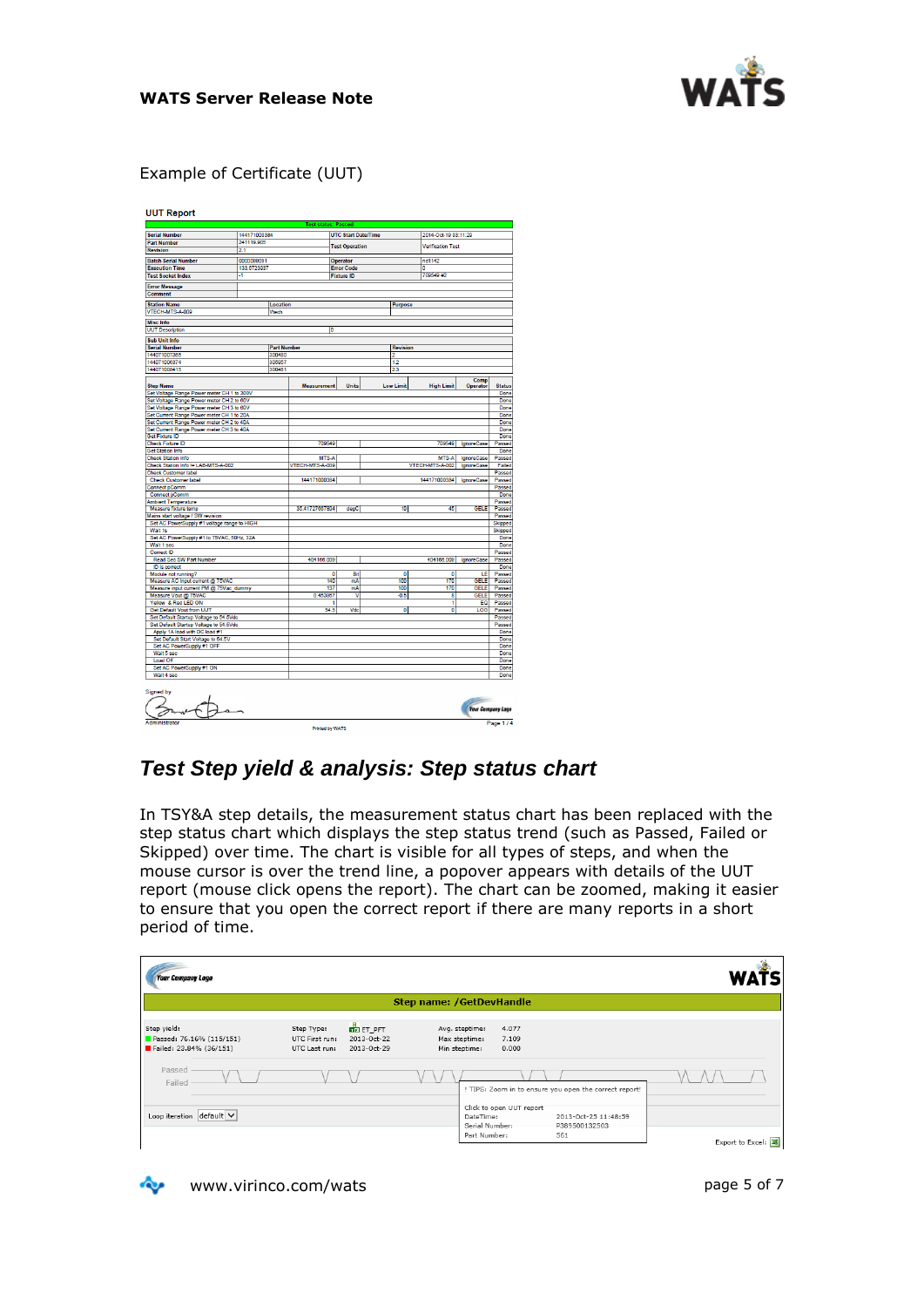Example of Certificate (UUT)

## Test Step yield & analysis: Step status chart

In TSY&A step details, the measurement status chart has been replaced with the step status chart which displays the step status trend (such as Passed, Failed or Skipped) over time. The chart is visible for all types of steps, and when the mouse cursor is over the trend line, a popover appears with details of the UUT report (mouse click opens the report). The chart can be zoomed, making it easier to ensure that you open the correct report if there are many reports in a short period of time.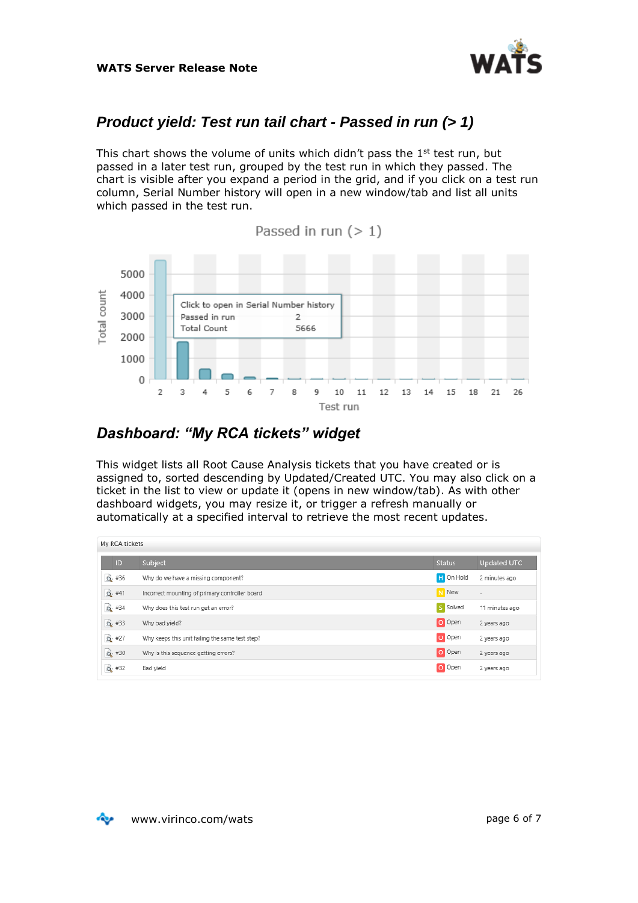## Product yield: Test run tail chart - Passed in run (> 1)

This chart shows the volume of units which didn't pass the 1st test run, but passed in a later test run, grouped by the test run in which they passed. The chart is visible after you expand a period in the grid, and if you click on a test run column, Serial Number history will open in a new window/tab and list all units which passed in the test run.

Passed in run (> 1)

Total count

5000
4000
3000
2000
1000
0

Click to open in Serial Number history
Passed in run 2
Total Count 5666

2 3 4 5 6 7 8 9 10 11 12 13 14 15 18 21 26

Test run

## Dashboard: "My RCA tickets" widget

This widget lists all Root Cause Analysis tickets that you have created or is assigned to, sorted descending by Updated/Created UTC. You may also click on a ticket in the list to view or update it (opens in new window/tab). As with other dashboard widgets, you may resize it, or trigger a refresh manually or automatically at a specified interval to retrieve the most recent updates.

My RCA tickets

| ID | Subject | Status | Updated UTC |
|---|---|---|---|
| #36 | Why do we have a missing component? | H On Hold | 2 minutes ago |
| #41 | Incorrect mounting of primary controller board | N New | - |
| #34 | Why does this test run get an error? | S Solved | 11 minutes ago |
| #33 | Why bad yield? | O Open | 2 years ago |
| #27 | Why keeps this unit failing the same test step? | O Open | 2 years ago |
| #30 | Why is this sequence getting errors? | O Open | 2 years ago |
| #32 | Bad yield | O Open | 2 years ago |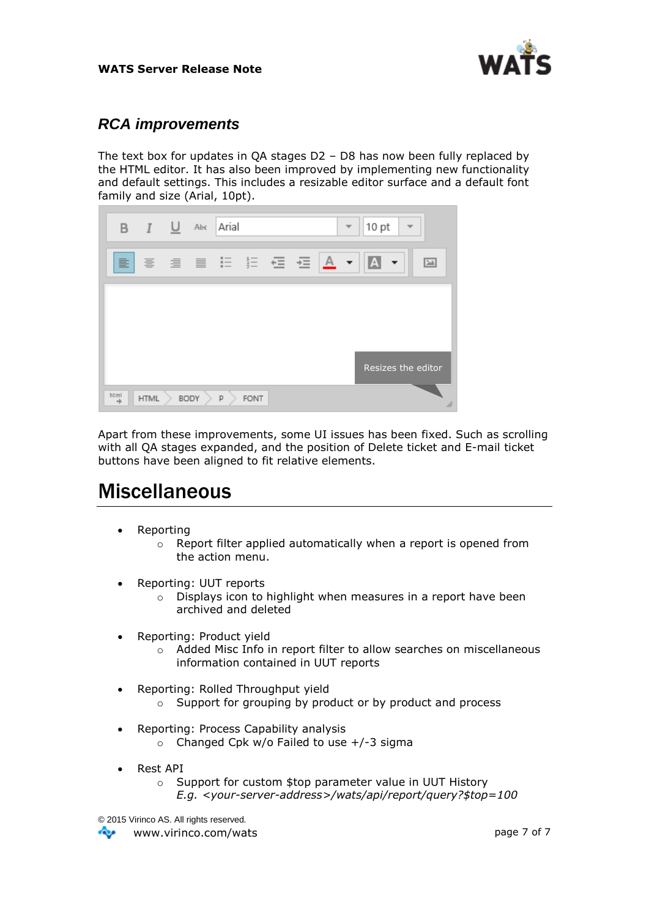### *RCA improvements*

The text box for updates in QA stages D2 – D8 has now been fully replaced by the HTML editor. It has also been improved by implementing new functionality and default settings. This includes a resizable editor surface and a default font family and size (Arial, 10pt).

Apart from these improvements, some UI issues has been fixed. Such as scrolling with all QA stages expanded, and the position of Delete ticket and E-mail ticket buttons have been aligned to fit relative elements.

# Miscellaneous

- Reporting
  - Report filter applied automatically when a report is opened from the action menu.
- Reporting: UUT reports
  - Displays icon to highlight when measures in a report have been archived and deleted
- Reporting: Product yield
  - Added Misc Info in report filter to allow searches on miscellaneous information contained in UUT reports
- Reporting: Rolled Throughput yield
  - Support for grouping by product or by product and process
- Reporting: Process Capability analysis
  - Changed Cpk w/o Failed to use +/-3 sigma
- Rest API
  - Support for custom $top parameter value in UUT History
    *E.g. <your-server-address>/wats/api/report/query?$top=100*

© 2015 Virinco AS. All rights reserved.
www.virinco.com/wats